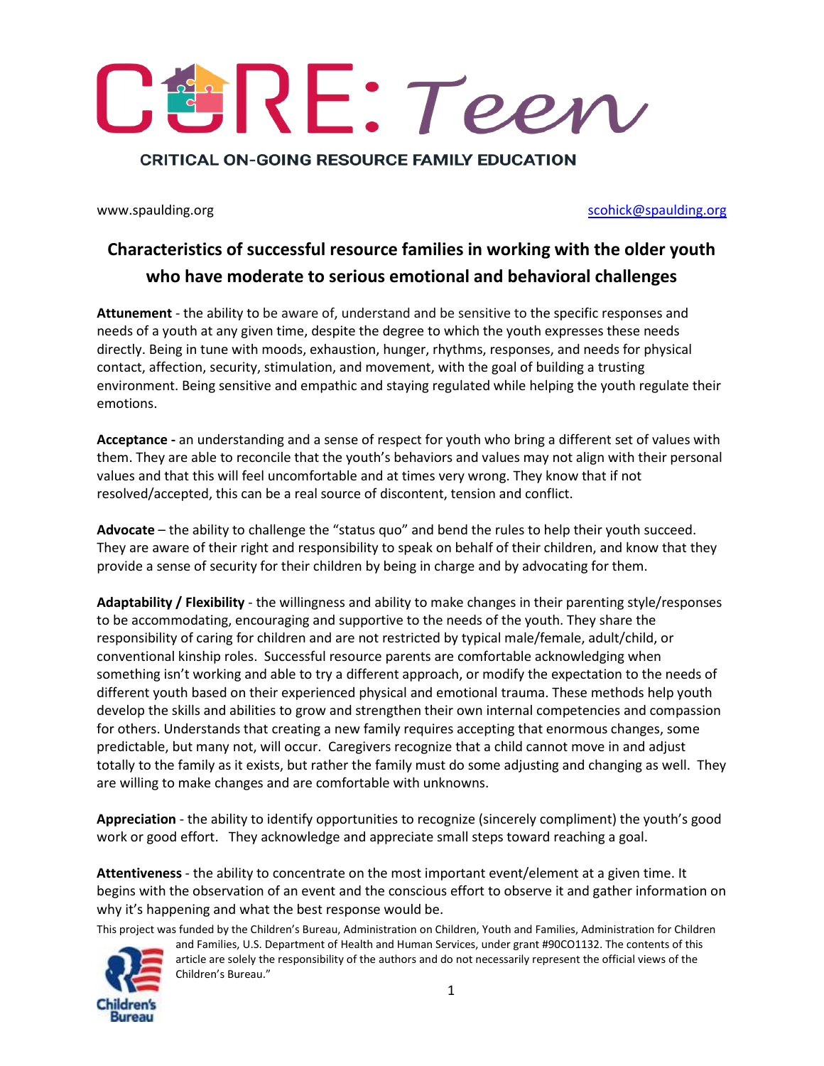# CORE: Teen

CRITICAL ON-GOING RESOURCE FAMILY EDUCATION

www.spaulding.org scohick@spaulding.org

## Characteristics of successful resource families in working with the older youth who have moderate to serious emotional and behavioral challenges

**Attunement** - the ability to be aware of, understand and be sensitive to the specific responses and needs of a youth at any given time, despite the degree to which the youth expresses these needs directly. Being in tune with moods, exhaustion, hunger, rhythms, responses, and needs for physical contact, affection, security, stimulation, and movement, with the goal of building a trusting environment. Being sensitive and empathic and staying regulated while helping the youth regulate their emotions.

**Acceptance -** an understanding and a sense of respect for youth who bring a different set of values with them. They are able to reconcile that the youth's behaviors and values may not align with their personal values and that this will feel uncomfortable and at times very wrong. They know that if not resolved/accepted, this can be a real source of discontent, tension and conflict.

**Advocate** – the ability to challenge the "status quo" and bend the rules to help their youth succeed. They are aware of their right and responsibility to speak on behalf of their children, and know that they provide a sense of security for their children by being in charge and by advocating for them.

**Adaptability / Flexibility** - the willingness and ability to make changes in their parenting style/responses to be accommodating, encouraging and supportive to the needs of the youth. They share the responsibility of caring for children and are not restricted by typical male/female, adult/child, or conventional kinship roles. Successful resource parents are comfortable acknowledging when something isn't working and able to try a different approach, or modify the expectation to the needs of different youth based on their experienced physical and emotional trauma. These methods help youth develop the skills and abilities to grow and strengthen their own internal competencies and compassion for others. Understands that creating a new family requires accepting that enormous changes, some predictable, but many not, will occur. Caregivers recognize that a child cannot move in and adjust totally to the family as it exists, but rather the family must do some adjusting and changing as well. They are willing to make changes and are comfortable with unknowns.

**Appreciation** - the ability to identify opportunities to recognize (sincerely compliment) the youth's good work or good effort. They acknowledge and appreciate small steps toward reaching a goal.

**Attentiveness** - the ability to concentrate on the most important event/element at a given time. It begins with the observation of an event and the conscious effort to observe it and gather information on why it's happening and what the best response would be.

This project was funded by the Children's Bureau, Administration on Children, Youth and Families, Administration for Children and Families, U.S. Department of Health and Human Services, under grant #90CO1132. The contents of this article are solely the responsibility of the authors and do not necessarily represent the official views of the Children's Bureau."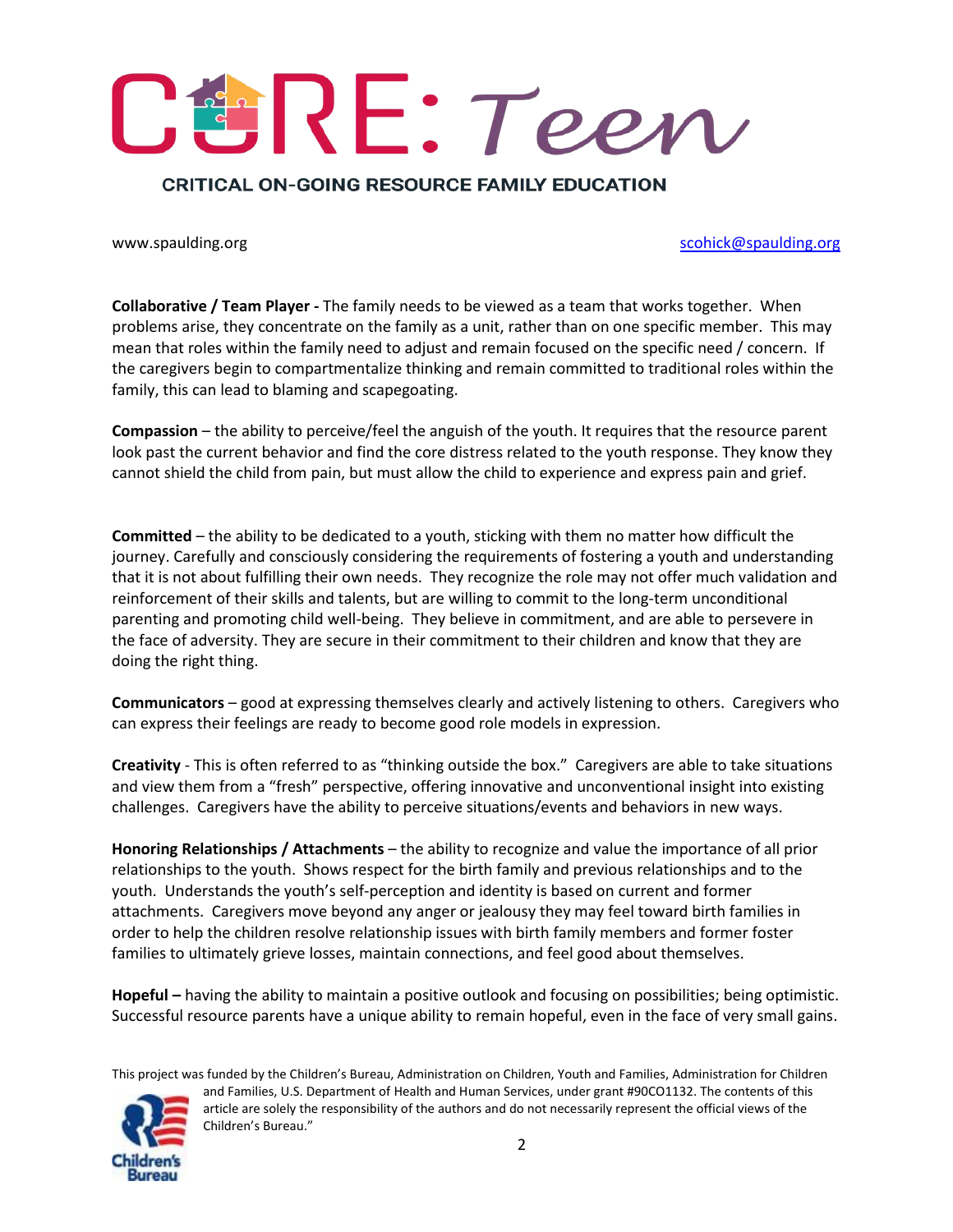**Collaborative / Team Player -** The family needs to be viewed as a team that works together. When problems arise, they concentrate on the family as a unit, rather than on one specific member. This may mean that roles within the family need to adjust and remain focused on the specific need / concern. If the caregivers begin to compartmentalize thinking and remain committed to traditional roles within the family, this can lead to blaming and scapegoating.

**Compassion** – the ability to perceive/feel the anguish of the youth. It requires that the resource parent look past the current behavior and find the core distress related to the youth response. They know they cannot shield the child from pain, but must allow the child to experience and express pain and grief.

**Committed** – the ability to be dedicated to a youth, sticking with them no matter how difficult the journey. Carefully and consciously considering the requirements of fostering a youth and understanding that it is not about fulfilling their own needs. They recognize the role may not offer much validation and reinforcement of their skills and talents, but are willing to commit to the long-term unconditional parenting and promoting child well-being. They believe in commitment, and are able to persevere in the face of adversity. They are secure in their commitment to their children and know that they are doing the right thing.

**Communicators** – good at expressing themselves clearly and actively listening to others. Caregivers who can express their feelings are ready to become good role models in expression.

**Creativity** - This is often referred to as "thinking outside the box." Caregivers are able to take situations and view them from a "fresh" perspective, offering innovative and unconventional insight into existing challenges. Caregivers have the ability to perceive situations/events and behaviors in new ways.

**Honoring Relationships / Attachments** – the ability to recognize and value the importance of all prior relationships to the youth. Shows respect for the birth family and previous relationships and to the youth. Understands the youth's self-perception and identity is based on current and former attachments. Caregivers move beyond any anger or jealousy they may feel toward birth families in order to help the children resolve relationship issues with birth family members and former foster families to ultimately grieve losses, maintain connections, and feel good about themselves.

**Hopeful –** having the ability to maintain a positive outlook and focusing on possibilities; being optimistic. Successful resource parents have a unique ability to remain hopeful, even in the face of very small gains.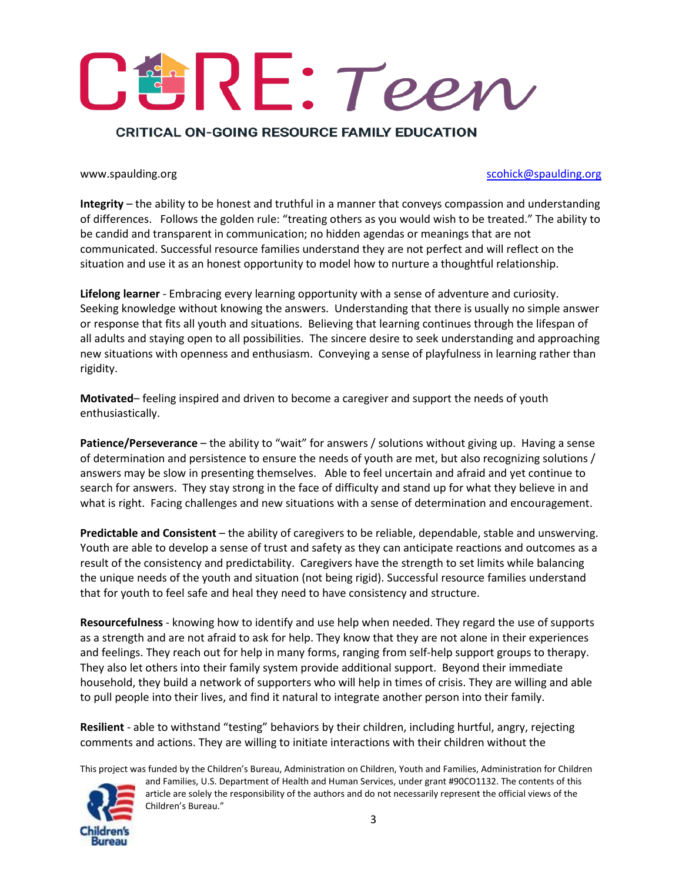**Integrity** – the ability to be honest and truthful in a manner that conveys compassion and understanding of differences. Follows the golden rule: "treating others as you would wish to be treated." The ability to be candid and transparent in communication; no hidden agendas or meanings that are not communicated. Successful resource families understand they are not perfect and will reflect on the situation and use it as an honest opportunity to model how to nurture a thoughtful relationship.

**Lifelong learner** - Embracing every learning opportunity with a sense of adventure and curiosity. Seeking knowledge without knowing the answers. Understanding that there is usually no simple answer or response that fits all youth and situations. Believing that learning continues through the lifespan of all adults and staying open to all possibilities. The sincere desire to seek understanding and approaching new situations with openness and enthusiasm. Conveying a sense of playfulness in learning rather than rigidity.

**Motivated**– feeling inspired and driven to become a caregiver and support the needs of youth enthusiastically.

**Patience/Perseverance** – the ability to "wait" for answers / solutions without giving up. Having a sense of determination and persistence to ensure the needs of youth are met, but also recognizing solutions / answers may be slow in presenting themselves. Able to feel uncertain and afraid and yet continue to search for answers. They stay strong in the face of difficulty and stand up for what they believe in and what is right. Facing challenges and new situations with a sense of determination and encouragement.

**Predictable and Consistent** – the ability of caregivers to be reliable, dependable, stable and unswerving. Youth are able to develop a sense of trust and safety as they can anticipate reactions and outcomes as a result of the consistency and predictability. Caregivers have the strength to set limits while balancing the unique needs of the youth and situation (not being rigid). Successful resource families understand that for youth to feel safe and heal they need to have consistency and structure.

**Resourcefulness** - knowing how to identify and use help when needed. They regard the use of supports as a strength and are not afraid to ask for help. They know that they are not alone in their experiences and feelings. They reach out for help in many forms, ranging from self-help support groups to therapy. They also let others into their family system provide additional support. Beyond their immediate household, they build a network of supporters who will help in times of crisis. They are willing and able to pull people into their lives, and find it natural to integrate another person into their family.

**Resilient** - able to withstand "testing" behaviors by their children, including hurtful, angry, rejecting comments and actions. They are willing to initiate interactions with their children without the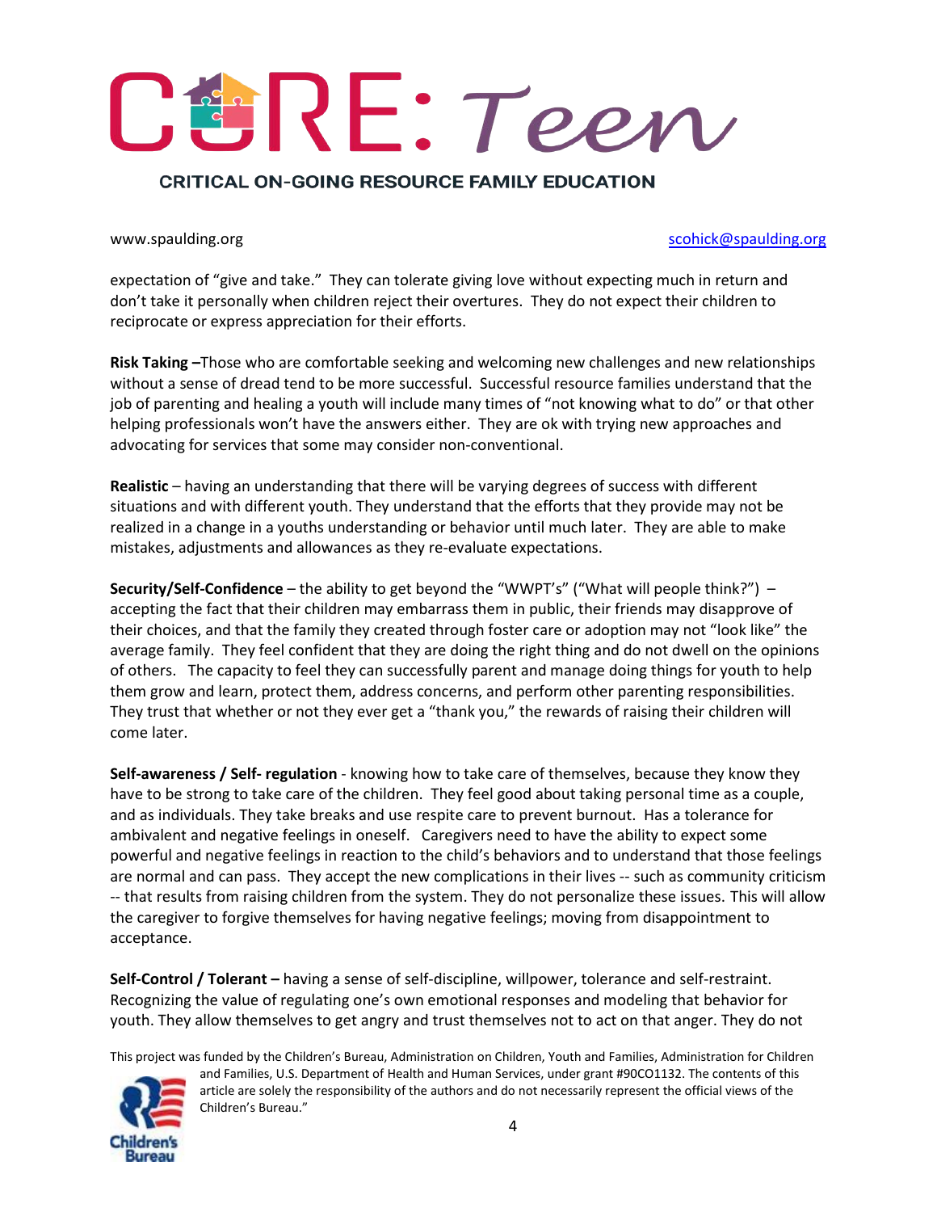expectation of "give and take." They can tolerate giving love without expecting much in return and don't take it personally when children reject their overtures. They do not expect their children to reciprocate or express appreciation for their efforts.

**Risk Taking –**Those who are comfortable seeking and welcoming new challenges and new relationships without a sense of dread tend to be more successful. Successful resource families understand that the job of parenting and healing a youth will include many times of "not knowing what to do" or that other helping professionals won't have the answers either. They are ok with trying new approaches and advocating for services that some may consider non-conventional.

**Realistic** – having an understanding that there will be varying degrees of success with different situations and with different youth. They understand that the efforts that they provide may not be realized in a change in a youths understanding or behavior until much later. They are able to make mistakes, adjustments and allowances as they re-evaluate expectations.

**Security/Self-Confidence** – the ability to get beyond the "WWPT's" ("What will people think?") – accepting the fact that their children may embarrass them in public, their friends may disapprove of their choices, and that the family they created through foster care or adoption may not "look like" the average family. They feel confident that they are doing the right thing and do not dwell on the opinions of others. The capacity to feel they can successfully parent and manage doing things for youth to help them grow and learn, protect them, address concerns, and perform other parenting responsibilities. They trust that whether or not they ever get a "thank you," the rewards of raising their children will come later.

**Self-awareness / Self- regulation** - knowing how to take care of themselves, because they know they have to be strong to take care of the children. They feel good about taking personal time as a couple, and as individuals. They take breaks and use respite care to prevent burnout. Has a tolerance for ambivalent and negative feelings in oneself. Caregivers need to have the ability to expect some powerful and negative feelings in reaction to the child's behaviors and to understand that those feelings are normal and can pass. They accept the new complications in their lives -- such as community criticism -- that results from raising children from the system. They do not personalize these issues. This will allow the caregiver to forgive themselves for having negative feelings; moving from disappointment to acceptance.

**Self-Control / Tolerant –** having a sense of self-discipline, willpower, tolerance and self-restraint. Recognizing the value of regulating one's own emotional responses and modeling that behavior for youth. They allow themselves to get angry and trust themselves not to act on that anger. They do not

This project was funded by the Children's Bureau, Administration on Children, Youth and Families, Administration for Children and Families, U.S. Department of Health and Human Services, under grant #90CO1132. The contents of this article are solely the responsibility of the authors and do not necessarily represent the official views of the Children's Bureau."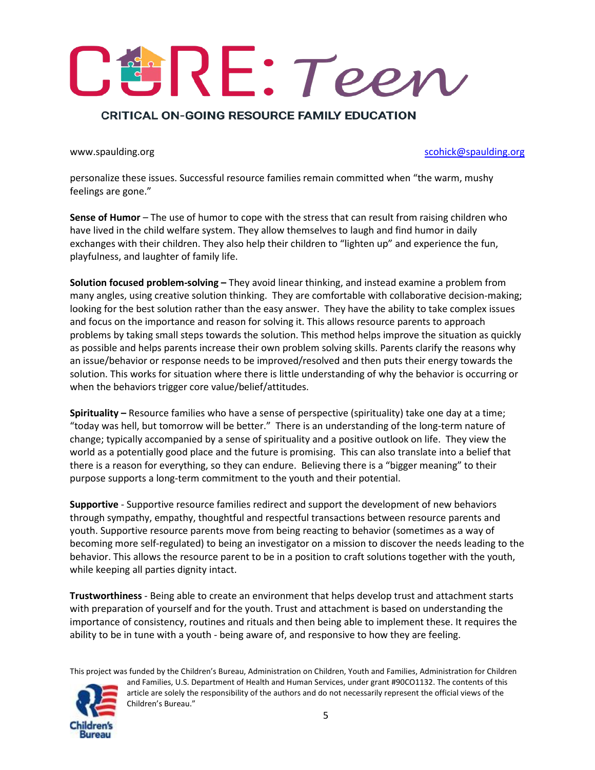personalize these issues. Successful resource families remain committed when "the warm, mushy feelings are gone."

**Sense of Humor** – The use of humor to cope with the stress that can result from raising children who have lived in the child welfare system. They allow themselves to laugh and find humor in daily exchanges with their children. They also help their children to "lighten up" and experience the fun, playfulness, and laughter of family life.

**Solution focused problem-solving –** They avoid linear thinking, and instead examine a problem from many angles, using creative solution thinking. They are comfortable with collaborative decision-making; looking for the best solution rather than the easy answer. They have the ability to take complex issues and focus on the importance and reason for solving it. This allows resource parents to approach problems by taking small steps towards the solution. This method helps improve the situation as quickly as possible and helps parents increase their own problem solving skills. Parents clarify the reasons why an issue/behavior or response needs to be improved/resolved and then puts their energy towards the solution. This works for situation where there is little understanding of why the behavior is occurring or when the behaviors trigger core value/belief/attitudes.

**Spirituality –** Resource families who have a sense of perspective (spirituality) take one day at a time; "today was hell, but tomorrow will be better." There is an understanding of the long-term nature of change; typically accompanied by a sense of spirituality and a positive outlook on life. They view the world as a potentially good place and the future is promising. This can also translate into a belief that there is a reason for everything, so they can endure. Believing there is a "bigger meaning" to their purpose supports a long-term commitment to the youth and their potential.

**Supportive** - Supportive resource families redirect and support the development of new behaviors through sympathy, empathy, thoughtful and respectful transactions between resource parents and youth. Supportive resource parents move from being reacting to behavior (sometimes as a way of becoming more self-regulated) to being an investigator on a mission to discover the needs leading to the behavior. This allows the resource parent to be in a position to craft solutions together with the youth, while keeping all parties dignity intact.

**Trustworthiness** - Being able to create an environment that helps develop trust and attachment starts with preparation of yourself and for the youth. Trust and attachment is based on understanding the importance of consistency, routines and rituals and then being able to implement these. It requires the ability to be in tune with a youth - being aware of, and responsive to how they are feeling.